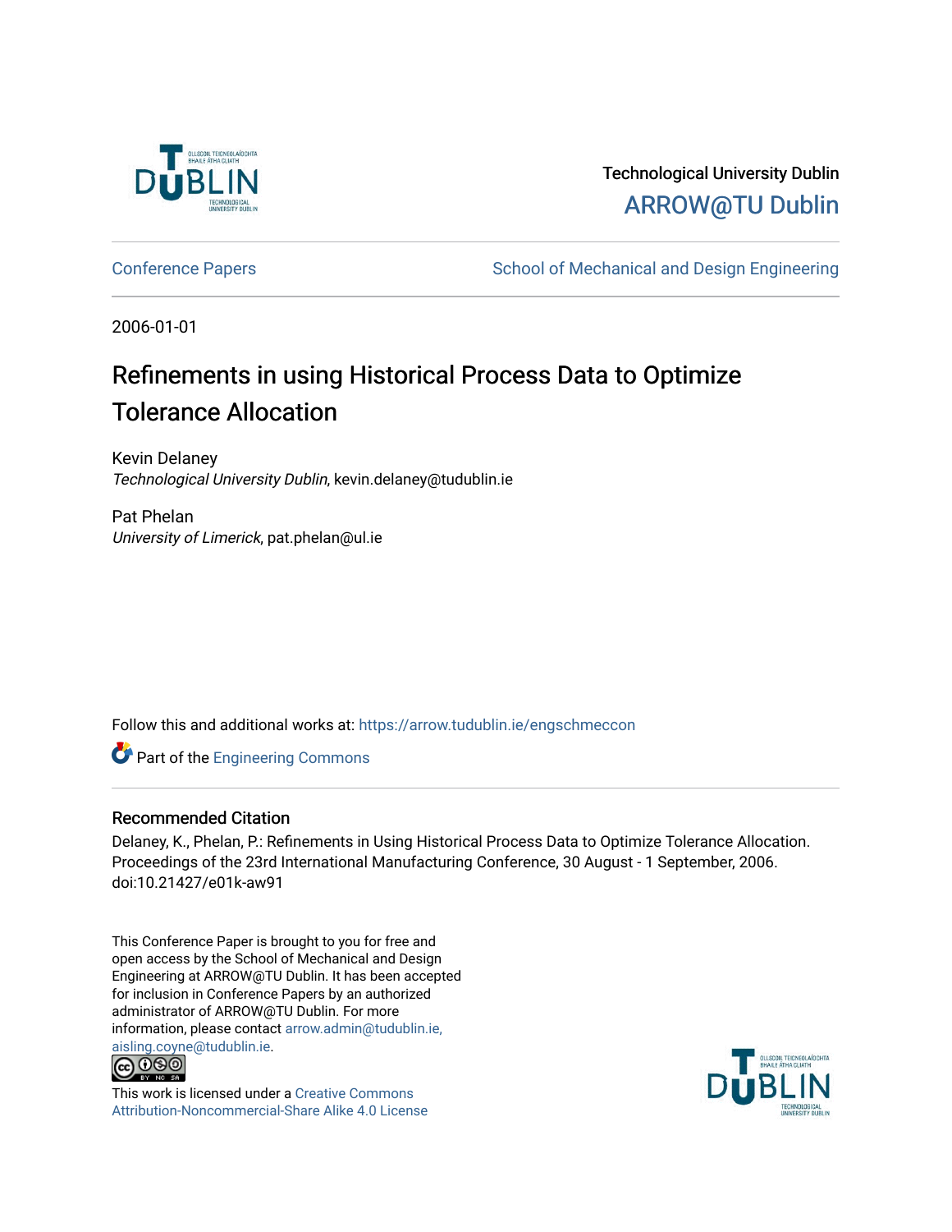Technological University Dublin

ARROW@TU Dublin

Conference Papers | School of Mechanical and Design Engineering

2006-01-01

# Refinements in using Historical Process Data to Optimize Tolerance Allocation

Kevin Delaney
*Technological University Dublin*, kevin.delaney@tudublin.ie

Pat Phelan
*University of Limerick*, pat.phelan@ul.ie

Follow this and additional works at: https://arrow.tudublin.ie/engschmeccon

Part of the Engineering Commons

## Recommended Citation

Delaney, K., Phelan, P.: Refinements in Using Historical Process Data to Optimize Tolerance Allocation. Proceedings of the 23rd International Manufacturing Conference, 30 August - 1 September, 2006. doi:10.21427/e01k-aw91

This Conference Paper is brought to you for free and open access by the School of Mechanical and Design Engineering at ARROW@TU Dublin. It has been accepted for inclusion in Conference Papers by an authorized administrator of ARROW@TU Dublin. For more information, please contact arrow.admin@tudublin.ie, aisling.coyne@tudublin.ie.

This work is licensed under a Creative Commons Attribution-Noncommercial-Share Alike 4.0 License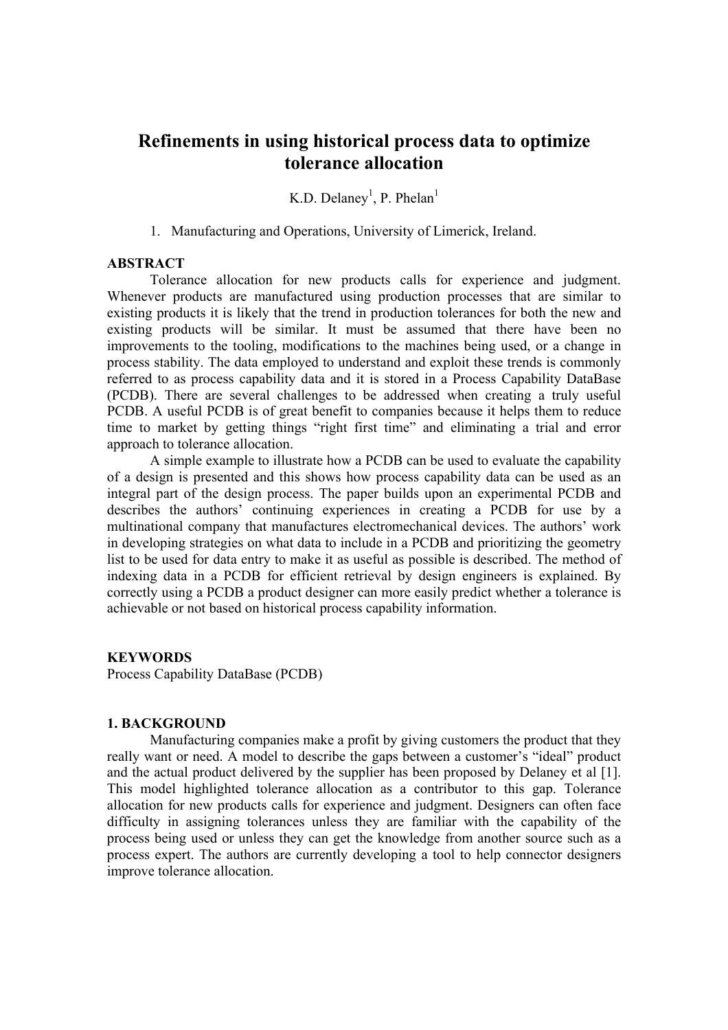# Refinements in using historical process data to optimize tolerance allocation

K.D. Delaney[1], P. Phelan[1]

1. Manufacturing and Operations, University of Limerick, Ireland.

**ABSTRACT**

Tolerance allocation for new products calls for experience and judgment. Whenever products are manufactured using production processes that are similar to existing products it is likely that the trend in production tolerances for both the new and existing products will be similar. It must be assumed that there have been no improvements to the tooling, modifications to the machines being used, or a change in process stability. The data employed to understand and exploit these trends is commonly referred to as process capability data and it is stored in a Process Capability DataBase (PCDB). There are several challenges to be addressed when creating a truly useful PCDB. A useful PCDB is of great benefit to companies because it helps them to reduce time to market by getting things "right first time" and eliminating a trial and error approach to tolerance allocation.

A simple example to illustrate how a PCDB can be used to evaluate the capability of a design is presented and this shows how process capability data can be used as an integral part of the design process. The paper builds upon an experimental PCDB and describes the authors' continuing experiences in creating a PCDB for use by a multinational company that manufactures electromechanical devices. The authors' work in developing strategies on what data to include in a PCDB and prioritizing the geometry list to be used for data entry to make it as useful as possible is described. The method of indexing data in a PCDB for efficient retrieval by design engineers is explained. By correctly using a PCDB a product designer can more easily predict whether a tolerance is achievable or not based on historical process capability information.

**KEYWORDS**

Process Capability DataBase (PCDB)

**1. BACKGROUND**

Manufacturing companies make a profit by giving customers the product that they really want or need. A model to describe the gaps between a customer's "ideal" product and the actual product delivered by the supplier has been proposed by Delaney et al [1]. This model highlighted tolerance allocation as a contributor to this gap. Tolerance allocation for new products calls for experience and judgment. Designers can often face difficulty in assigning tolerances unless they are familiar with the capability of the process being used or unless they can get the knowledge from another source such as a process expert. The authors are currently developing a tool to help connector designers improve tolerance allocation.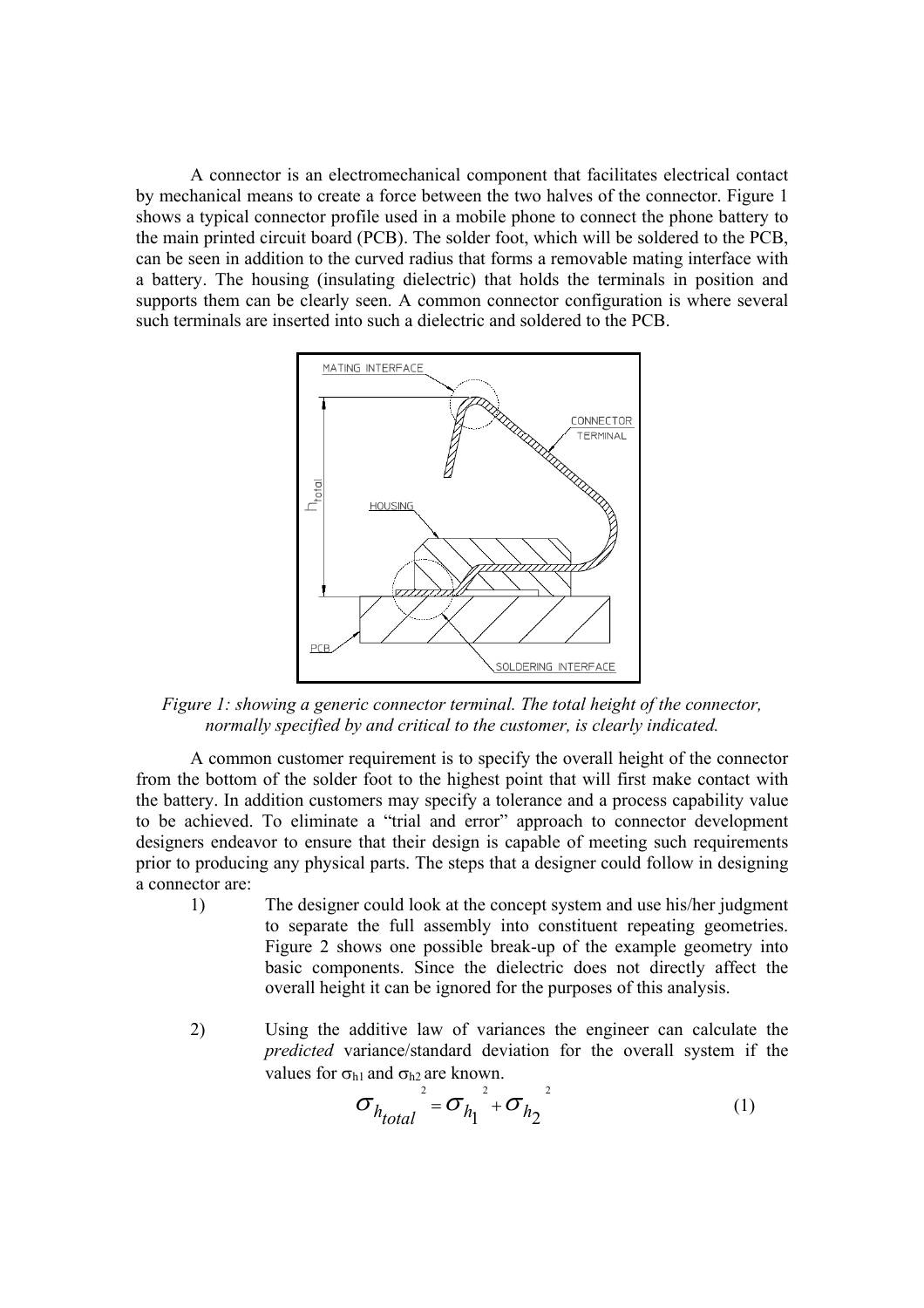A connector is an electromechanical component that facilitates electrical contact by mechanical means to create a force between the two halves of the connector. Figure 1 shows a typical connector profile used in a mobile phone to connect the phone battery to the main printed circuit board (PCB). The solder foot, which will be soldered to the PCB, can be seen in addition to the curved radius that forms a removable mating interface with a battery. The housing (insulating dielectric) that holds the terminals in position and supports them can be clearly seen. A common connector configuration is where several such terminals are inserted into such a dielectric and soldered to the PCB.

*Figure 1: showing a generic connector terminal. The total height of the connector, normally specified by and critical to the customer, is clearly indicated.*

A common customer requirement is to specify the overall height of the connector from the bottom of the solder foot to the highest point that will first make contact with the battery. In addition customers may specify a tolerance and a process capability value to be achieved. To eliminate a "trial and error" approach to connector development designers endeavor to ensure that their design is capable of meeting such requirements prior to producing any physical parts. The steps that a designer could follow in designing a connector are:

1) The designer could look at the concept system and use his/her judgment to separate the full assembly into constituent repeating geometries. Figure 2 shows one possible break-up of the example geometry into basic components. Since the dielectric does not directly affect the overall height it can be ignored for the purposes of this analysis.

2) Using the additive law of variances the engineer can calculate the *predicted* variance/standard deviation for the overall system if the values for $\sigma_{h1}$ and $\sigma_{h2}$ are known.

$$\sigma_{h_{total}}^{2} = \sigma_{h_1}^{2} + \sigma_{h_2}^{2} \tag{1}$$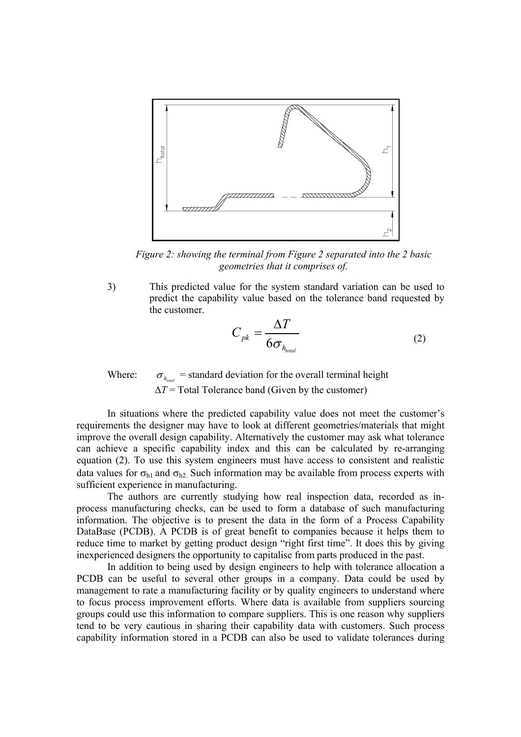*Figure 2: showing the terminal from Figure 2 separated into the 2 basic geometries that it comprises of.*

3) This predicted value for the system standard variation can be used to predict the capability value based on the tolerance band requested by the customer.

$$C_{pk} = \frac{\Delta T}{6\sigma_{h_{total}}} \quad (2)$$

Where: $\sigma_{h_{total}}$ = standard deviation for the overall terminal height
$\Delta T$ = Total Tolerance band (Given by the customer)

In situations where the predicted capability value does not meet the customer's requirements the designer may have to look at different geometries/materials that might improve the overall design capability. Alternatively the customer may ask what tolerance can achieve a specific capability index and this can be calculated by re-arranging equation (2). To use this system engineers must have access to consistent and realistic data values for $\sigma_{h1}$ and $\sigma_{h2}$. Such information may be available from process experts with sufficient experience in manufacturing.

The authors are currently studying how real inspection data, recorded as in-process manufacturing checks, can be used to form a database of such manufacturing information. The objective is to present the data in the form of a Process Capability DataBase (PCDB). A PCDB is of great benefit to companies because it helps them to reduce time to market by getting product design "right first time". It does this by giving inexperienced designers the opportunity to capitalise from parts produced in the past.

In addition to being used by design engineers to help with tolerance allocation a PCDB can be useful to several other groups in a company. Data could be used by management to rate a manufacturing facility or by quality engineers to understand where to focus process improvement efforts. Where data is available from suppliers sourcing groups could use this information to compare suppliers. This is one reason why suppliers tend to be very cautious in sharing their capability data with customers. Such process capability information stored in a PCDB can also be used to validate tolerances during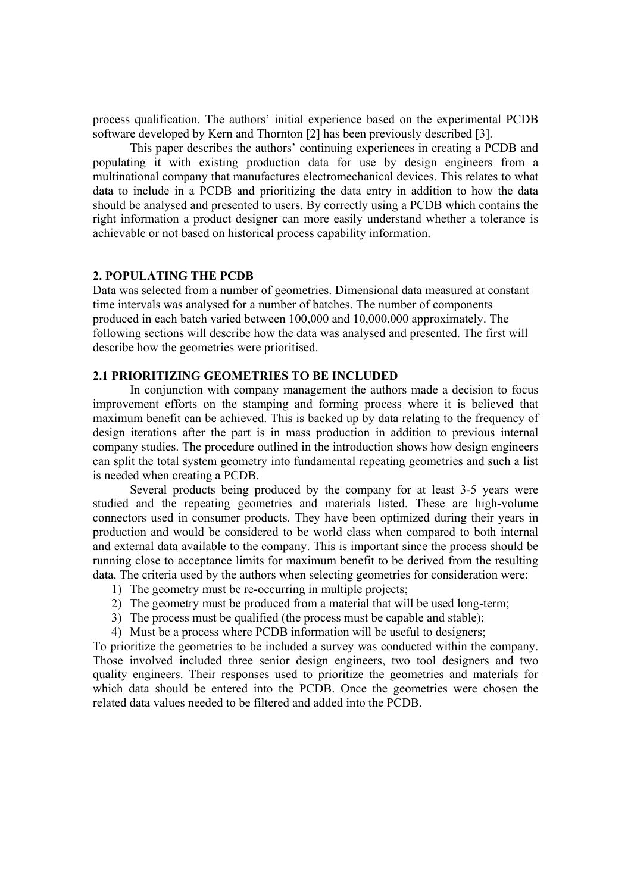process qualification. The authors' initial experience based on the experimental PCDB software developed by Kern and Thornton [2] has been previously described [3].

This paper describes the authors' continuing experiences in creating a PCDB and populating it with existing production data for use by design engineers from a multinational company that manufactures electromechanical devices. This relates to what data to include in a PCDB and prioritizing the data entry in addition to how the data should be analysed and presented to users. By correctly using a PCDB which contains the right information a product designer can more easily understand whether a tolerance is achievable or not based on historical process capability information.

## 2. POPULATING THE PCDB

Data was selected from a number of geometries. Dimensional data measured at constant time intervals was analysed for a number of batches. The number of components produced in each batch varied between 100,000 and 10,000,000 approximately. The following sections will describe how the data was analysed and presented. The first will describe how the geometries were prioritised.

### 2.1 PRIORITIZING GEOMETRIES TO BE INCLUDED

In conjunction with company management the authors made a decision to focus improvement efforts on the stamping and forming process where it is believed that maximum benefit can be achieved. This is backed up by data relating to the frequency of design iterations after the part is in mass production in addition to previous internal company studies. The procedure outlined in the introduction shows how design engineers can split the total system geometry into fundamental repeating geometries and such a list is needed when creating a PCDB.

Several products being produced by the company for at least 3-5 years were studied and the repeating geometries and materials listed. These are high-volume connectors used in consumer products. They have been optimized during their years in production and would be considered to be world class when compared to both internal and external data available to the company. This is important since the process should be running close to acceptance limits for maximum benefit to be derived from the resulting data. The criteria used by the authors when selecting geometries for consideration were:

1) The geometry must be re-occurring in multiple projects;
2) The geometry must be produced from a material that will be used long-term;
3) The process must be qualified (the process must be capable and stable);
4) Must be a process where PCDB information will be useful to designers;

To prioritize the geometries to be included a survey was conducted within the company. Those involved included three senior design engineers, two tool designers and two quality engineers. Their responses used to prioritize the geometries and materials for which data should be entered into the PCDB. Once the geometries were chosen the related data values needed to be filtered and added into the PCDB.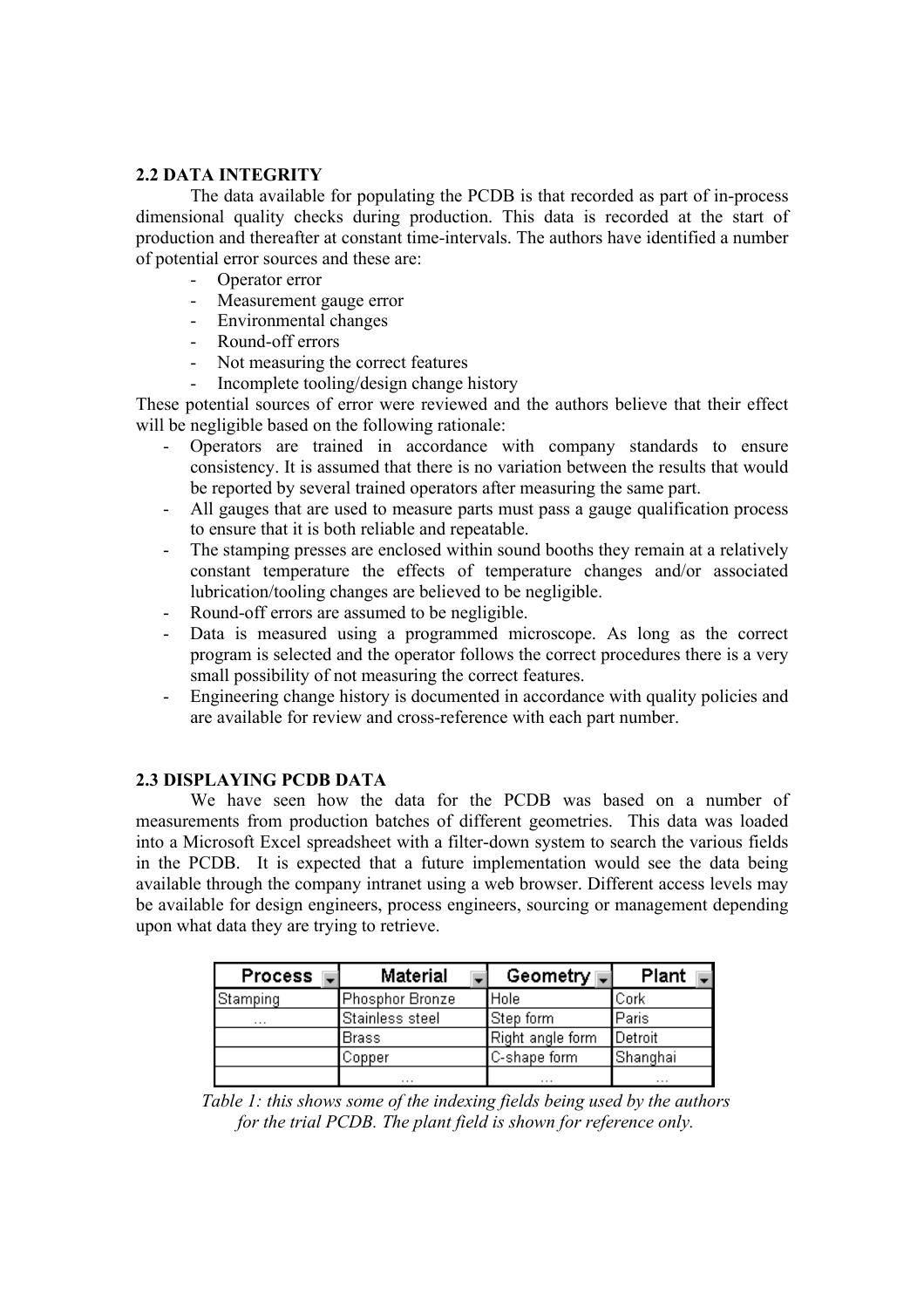## 2.2 DATA INTEGRITY

The data available for populating the PCDB is that recorded as part of in-process dimensional quality checks during production. This data is recorded at the start of production and thereafter at constant time-intervals. The authors have identified a number of potential error sources and these are:

- Operator error
- Measurement gauge error
- Environmental changes
- Round-off errors
- Not measuring the correct features
- Incomplete tooling/design change history

These potential sources of error were reviewed and the authors believe that their effect will be negligible based on the following rationale:

- Operators are trained in accordance with company standards to ensure consistency. It is assumed that there is no variation between the results that would be reported by several trained operators after measuring the same part.
- All gauges that are used to measure parts must pass a gauge qualification process to ensure that it is both reliable and repeatable.
- The stamping presses are enclosed within sound booths they remain at a relatively constant temperature the effects of temperature changes and/or associated lubrication/tooling changes are believed to be negligible.
- Round-off errors are assumed to be negligible.
- Data is measured using a programmed microscope. As long as the correct program is selected and the operator follows the correct procedures there is a very small possibility of not measuring the correct features.
- Engineering change history is documented in accordance with quality policies and are available for review and cross-reference with each part number.

## 2.3 DISPLAYING PCDB DATA

We have seen how the data for the PCDB was based on a number of measurements from production batches of different geometries. This data was loaded into a Microsoft Excel spreadsheet with a filter-down system to search the various fields in the PCDB. It is expected that a future implementation would see the data being available through the company intranet using a web browser. Different access levels may be available for design engineers, process engineers, sourcing or management depending upon what data they are trying to retrieve.

| Process | Material | Geometry | Plant |
|---|---|---|---|
| Stamping | Phosphor Bronze | Hole | Cork |
| … | Stainless steel | Step form | Paris |
| | Brass | Right angle form | Detroit |
| | Copper | C-shape form | Shanghai |
| | … | … | … |

*Table 1: this shows some of the indexing fields being used by the authors for the trial PCDB. The plant field is shown for reference only.*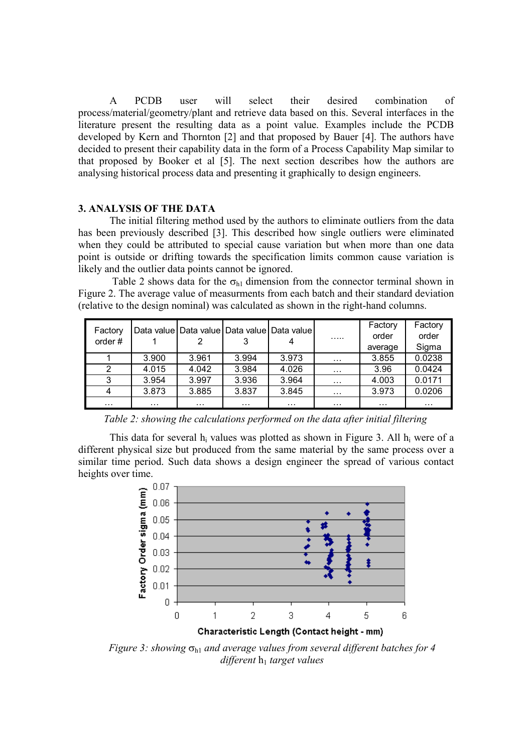A PCDB user will select their desired combination of process/material/geometry/plant and retrieve data based on this. Several interfaces in the literature present the resulting data as a point value. Examples include the PCDB developed by Kern and Thornton [2] and that proposed by Bauer [4]. The authors have decided to present their capability data in the form of a Process Capability Map similar to that proposed by Booker et al [5]. The next section describes how the authors are analysing historical process data and presenting it graphically to design engineers.

## 3. ANALYSIS OF THE DATA

The initial filtering method used by the authors to eliminate outliers from the data has been previously described [3]. This described how single outliers were eliminated when they could be attributed to special cause variation but when more than one data point is outside or drifting towards the specification limits common cause variation is likely and the outlier data points cannot be ignored.

Table 2 shows data for the $\sigma_{h1}$ dimension from the connector terminal shown in Figure 2. The average value of measurments from each batch and their standard deviation (relative to the design nominal) was calculated as shown in the right-hand columns.

| Factory order # | Data value 1 | Data value 2 | Data value 3 | Data value 4 | ..... | Factory order average | Factory order Sigma |
|---|---|---|---|---|---|---|---|
| 1 | 3.900 | 3.961 | 3.994 | 3.973 | … | 3.855 | 0.0238 |
| 2 | 4.015 | 4.042 | 3.984 | 4.026 | … | 3.96 | 0.0424 |
| 3 | 3.954 | 3.997 | 3.936 | 3.964 | … | 4.003 | 0.0171 |
| 4 | 3.873 | 3.885 | 3.837 | 3.845 | … | 3.973 | 0.0206 |
| … | … | … | … | … | … | … | … |

*Table 2: showing the calculations performed on the data after initial filtering*

This data for several $h_i$ values was plotted as shown in Figure 3. All $h_i$ were of a different physical size but produced from the same material by the same process over a similar time period. Such data shows a design engineer the spread of various contact heights over time.

*Figure 3: showing $\sigma_{h1}$ and average values from several different batches for 4 different $h_1$ target values*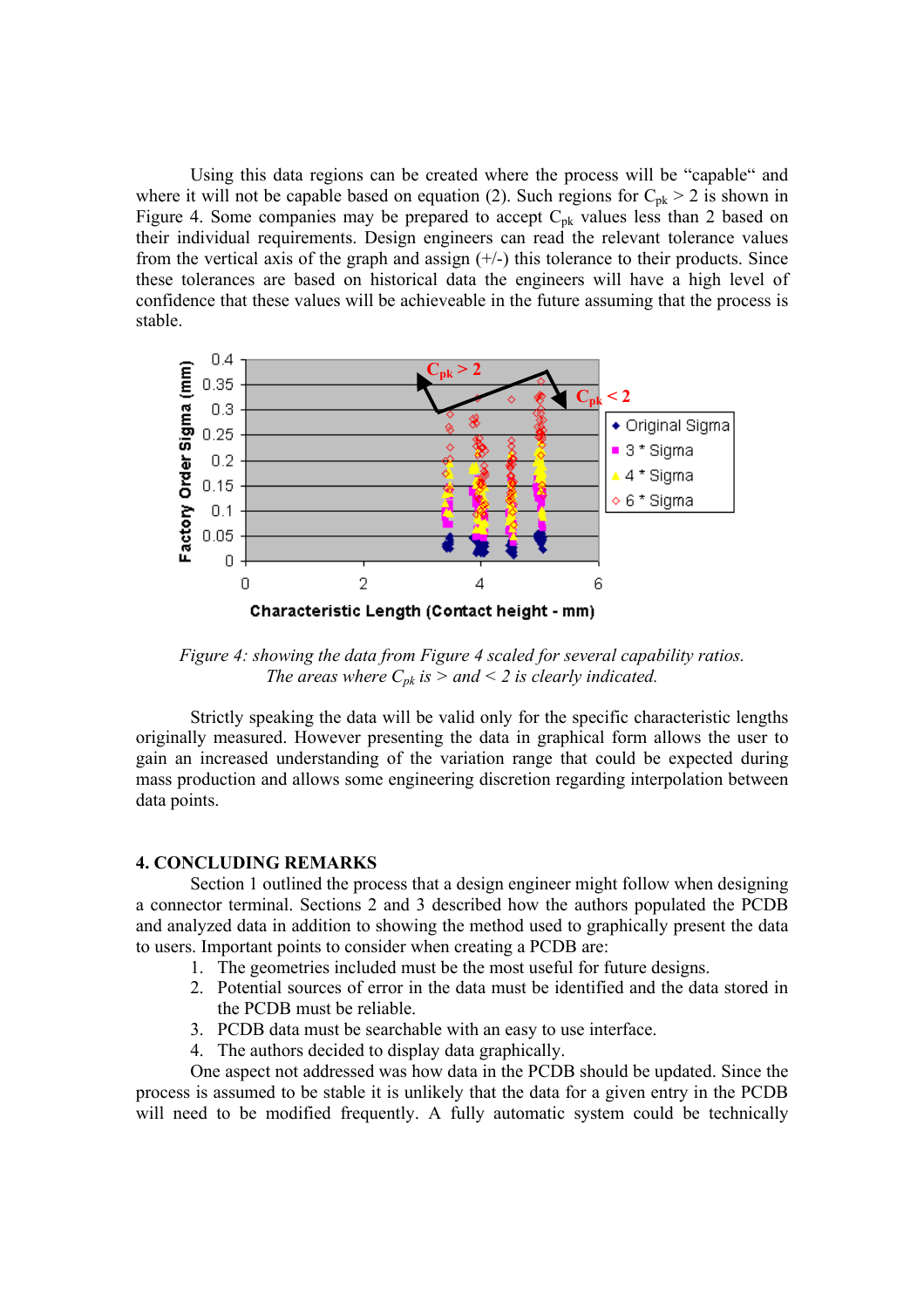Using this data regions can be created where the process will be "capable" and where it will not be capable based on equation (2). Such regions for $C_{pk} > 2$ is shown in Figure 4. Some companies may be prepared to accept $C_{pk}$ values less than 2 based on their individual requirements. Design engineers can read the relevant tolerance values from the vertical axis of the graph and assign (+/-) this tolerance to their products. Since these tolerances are based on historical data the engineers will have a high level of confidence that these values will be achieveable in the future assuming that the process is stable.

*Figure 4: showing the data from Figure 4 scaled for several capability ratios. The areas where $C_{pk}$ is > and < 2 is clearly indicated.*

Strictly speaking the data will be valid only for the specific characteristic lengths originally measured. However presenting the data in graphical form allows the user to gain an increased understanding of the variation range that could be expected during mass production and allows some engineering discretion regarding interpolation between data points.

## 4. CONCLUDING REMARKS

Section 1 outlined the process that a design engineer might follow when designing a connector terminal. Sections 2 and 3 described how the authors populated the PCDB and analyzed data in addition to showing the method used to graphically present the data to users. Important points to consider when creating a PCDB are:

1. The geometries included must be the most useful for future designs.
2. Potential sources of error in the data must be identified and the data stored in the PCDB must be reliable.
3. PCDB data must be searchable with an easy to use interface.
4. The authors decided to display data graphically.

One aspect not addressed was how data in the PCDB should be updated. Since the process is assumed to be stable it is unlikely that the data for a given entry in the PCDB will need to be modified frequently. A fully automatic system could be technically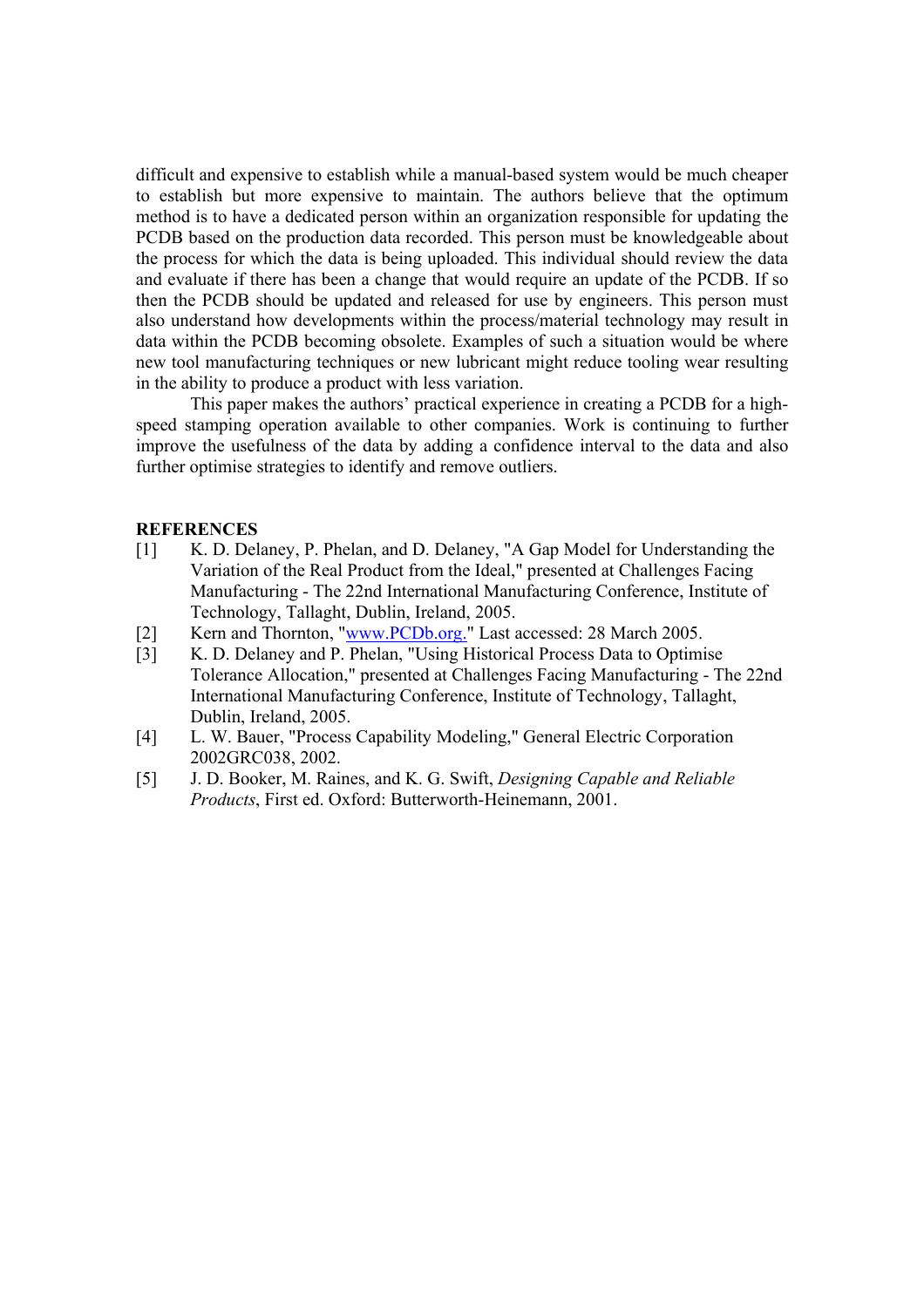difficult and expensive to establish while a manual-based system would be much cheaper to establish but more expensive to maintain. The authors believe that the optimum method is to have a dedicated person within an organization responsible for updating the PCDB based on the production data recorded. This person must be knowledgeable about the process for which the data is being uploaded. This individual should review the data and evaluate if there has been a change that would require an update of the PCDB. If so then the PCDB should be updated and released for use by engineers. This person must also understand how developments within the process/material technology may result in data within the PCDB becoming obsolete. Examples of such a situation would be where new tool manufacturing techniques or new lubricant might reduce tooling wear resulting in the ability to produce a product with less variation.

This paper makes the authors' practical experience in creating a PCDB for a high-speed stamping operation available to other companies. Work is continuing to further improve the usefulness of the data by adding a confidence interval to the data and also further optimise strategies to identify and remove outliers.

## REFERENCES

[1] K. D. Delaney, P. Phelan, and D. Delaney, "A Gap Model for Understanding the Variation of the Real Product from the Ideal," presented at Challenges Facing Manufacturing - The 22nd International Manufacturing Conference, Institute of Technology, Tallaght, Dublin, Ireland, 2005.

[2] Kern and Thornton, "www.PCDb.org." Last accessed: 28 March 2005.

[3] K. D. Delaney and P. Phelan, "Using Historical Process Data to Optimise Tolerance Allocation," presented at Challenges Facing Manufacturing - The 22nd International Manufacturing Conference, Institute of Technology, Tallaght, Dublin, Ireland, 2005.

[4] L. W. Bauer, "Process Capability Modeling," General Electric Corporation 2002GRC038, 2002.

[5] J. D. Booker, M. Raines, and K. G. Swift, *Designing Capable and Reliable Products*, First ed. Oxford: Butterworth-Heinemann, 2001.